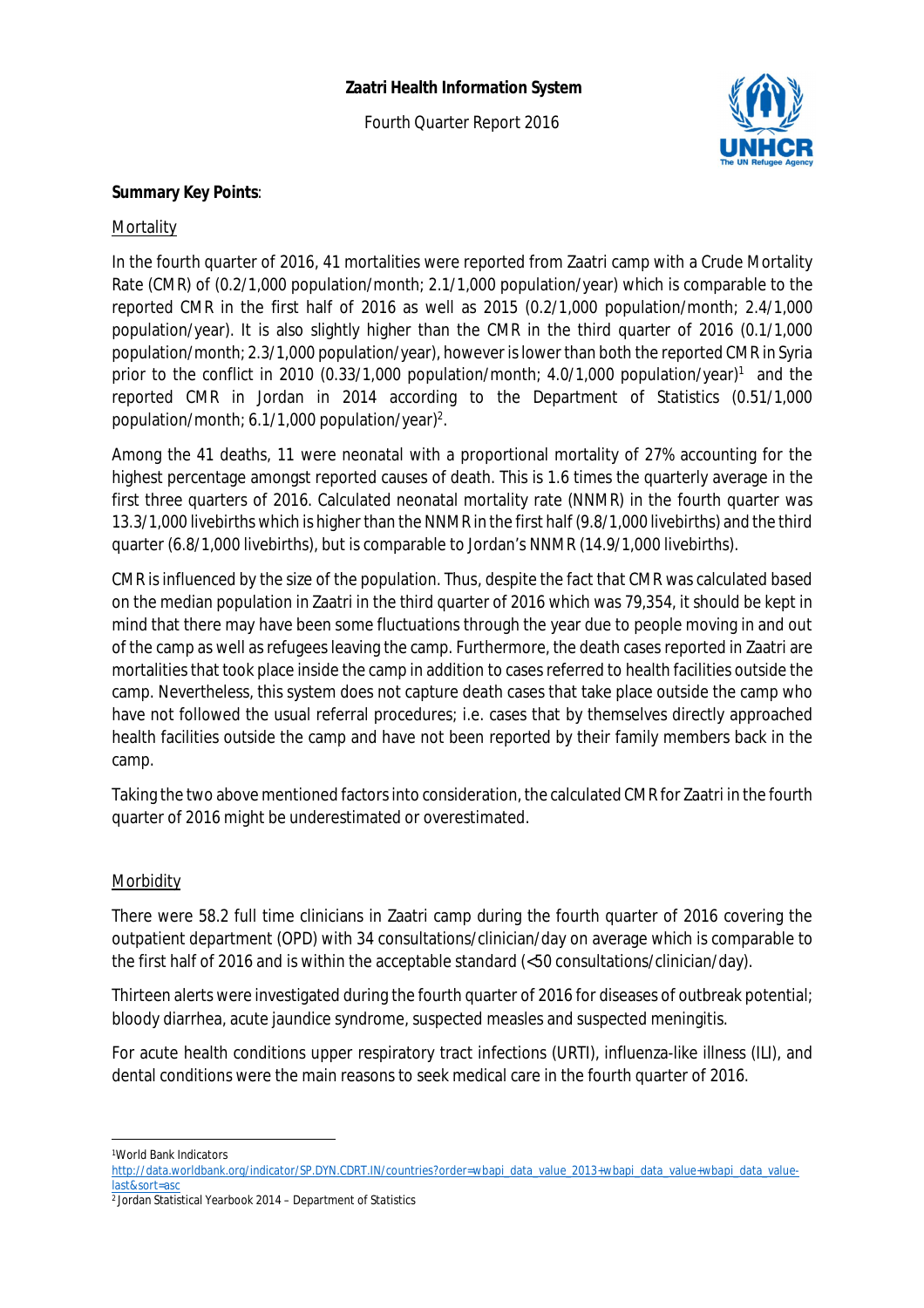**Zaatri Health Information System**

Fourth Quarter Report 2016

**Summary Key Points**:

Mortality

In the fourth quarter of 2016, 41 mortalities were reported from Zaatri camp with a Crude Mortality Rate (CMR) of (0.2/1,000 population/month; 2.1/1,000 population/year) which is comparable to the reported CMR in the first half of 2016 as well as 2015 (0.2/1,000 population/month; 2.4/1,000 population/year). It is also slightly higher than the CMR in the third quarter of 2016 (0.1/1,000 population/month; 2.3/1,000 population/year), however is lower than both the reported CMR in Syria prior to the conflict in 2010 (0.33/1,000 population/month; 4.0/1,000 population/year)[1] and the reported CMR in Jordan in 2014 according to the Department of Statistics (0.51/1,000 population/month; 6.1/1,000 population/year)[2].

Among the 41 deaths, 11 were neonatal with a proportional mortality of 27% accounting for the highest percentage amongst reported causes of death. This is 1.6 times the quarterly average in the first three quarters of 2016. Calculated neonatal mortality rate (NNMR) in the fourth quarter was 13.3/1,000 livebirths which is higher than the NNMR in the first half (9.8/1,000 livebirths) and the third quarter (6.8/1,000 livebirths), but is comparable to Jordan's NNMR (14.9/1,000 livebirths).

CMR is influenced by the size of the population. Thus, despite the fact that CMR was calculated based on the median population in Zaatri in the third quarter of 2016 which was 79,354, it should be kept in mind that there may have been some fluctuations through the year due to people moving in and out of the camp as well as refugees leaving the camp. Furthermore, the death cases reported in Zaatri are mortalities that took place inside the camp in addition to cases referred to health facilities outside the camp. Nevertheless, this system does not capture death cases that take place outside the camp who have not followed the usual referral procedures; i.e. cases that by themselves directly approached health facilities outside the camp and have not been reported by their family members back in the camp.

Taking the two above mentioned factors into consideration, the calculated CMR for Zaatri in the fourth quarter of 2016 might be underestimated or overestimated.

Morbidity

There were 58.2 full time clinicians in Zaatri camp during the fourth quarter of 2016 covering the outpatient department (OPD) with 34 consultations/clinician/day on average which is comparable to the first half of 2016 and is within the acceptable standard (<50 consultations/clinician/day).

Thirteen alerts were investigated during the fourth quarter of 2016 for diseases of outbreak potential; bloody diarrhea, acute jaundice syndrome, suspected measles and suspected meningitis.

For acute health conditions upper respiratory tract infections (URTI), influenza-like illness (ILI), and dental conditions were the main reasons to seek medical care in the fourth quarter of 2016.

---

[1] World Bank Indicators
http://data.worldbank.org/indicator/SP.DYN.CDRT.IN/countries?order=wbapi_data_value_2013+wbapi_data_value+wbapi_data_value-last&sort=asc

[2] Jordan Statistical Yearbook 2014 – Department of Statistics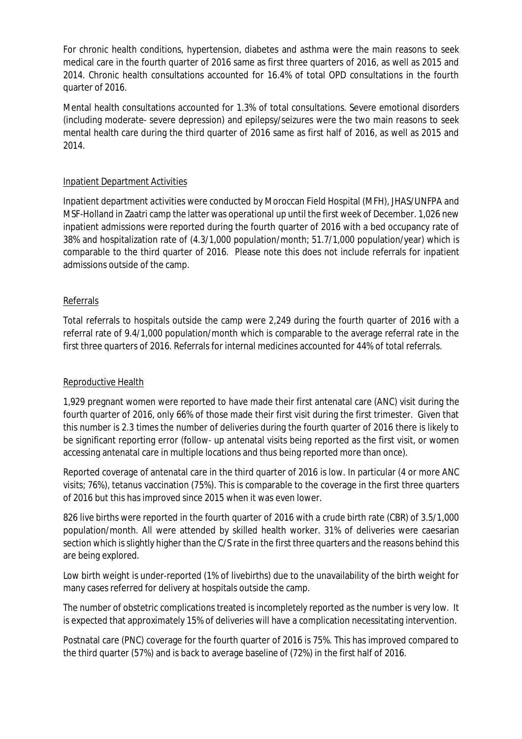For chronic health conditions, hypertension, diabetes and asthma were the main reasons to seek medical care in the fourth quarter of 2016 same as first three quarters of 2016, as well as 2015 and 2014. Chronic health consultations accounted for 16.4% of total OPD consultations in the fourth quarter of 2016.

Mental health consultations accounted for 1.3% of total consultations. Severe emotional disorders (including moderate- severe depression) and epilepsy/seizures were the two main reasons to seek mental health care during the third quarter of 2016 same as first half of 2016, as well as 2015 and 2014.

### Inpatient Department Activities

Inpatient department activities were conducted by Moroccan Field Hospital (MFH), JHAS/UNFPA and MSF-Holland in Zaatri camp the latter was operational up until the first week of December. 1,026 new inpatient admissions were reported during the fourth quarter of 2016 with a bed occupancy rate of 38% and hospitalization rate of (4.3/1,000 population/month; 51.7/1,000 population/year) which is comparable to the third quarter of 2016. Please note this does not include referrals for inpatient admissions outside of the camp.

### Referrals

Total referrals to hospitals outside the camp were 2,249 during the fourth quarter of 2016 with a referral rate of 9.4/1,000 population/month which is comparable to the average referral rate in the first three quarters of 2016. Referrals for internal medicines accounted for 44% of total referrals.

### Reproductive Health

1,929 pregnant women were reported to have made their first antenatal care (ANC) visit during the fourth quarter of 2016, only 66% of those made their first visit during the first trimester. Given that this number is 2.3 times the number of deliveries during the fourth quarter of 2016 there is likely to be significant reporting error (follow- up antenatal visits being reported as the first visit, or women accessing antenatal care in multiple locations and thus being reported more than once).

Reported coverage of antenatal care in the third quarter of 2016 is low. In particular (4 or more ANC visits; 76%), tetanus vaccination (75%). This is comparable to the coverage in the first three quarters of 2016 but this has improved since 2015 when it was even lower.

826 live births were reported in the fourth quarter of 2016 with a crude birth rate (CBR) of 3.5/1,000 population/month. All were attended by skilled health worker. 31% of deliveries were caesarian section which is slightly higher than the C/S rate in the first three quarters and the reasons behind this are being explored.

Low birth weight is under-reported (1% of livebirths) due to the unavailability of the birth weight for many cases referred for delivery at hospitals outside the camp.

The number of obstetric complications treated is incompletely reported as the number is very low. It is expected that approximately 15% of deliveries will have a complication necessitating intervention.

Postnatal care (PNC) coverage for the fourth quarter of 2016 is 75%. This has improved compared to the third quarter (57%) and is back to average baseline of (72%) in the first half of 2016.